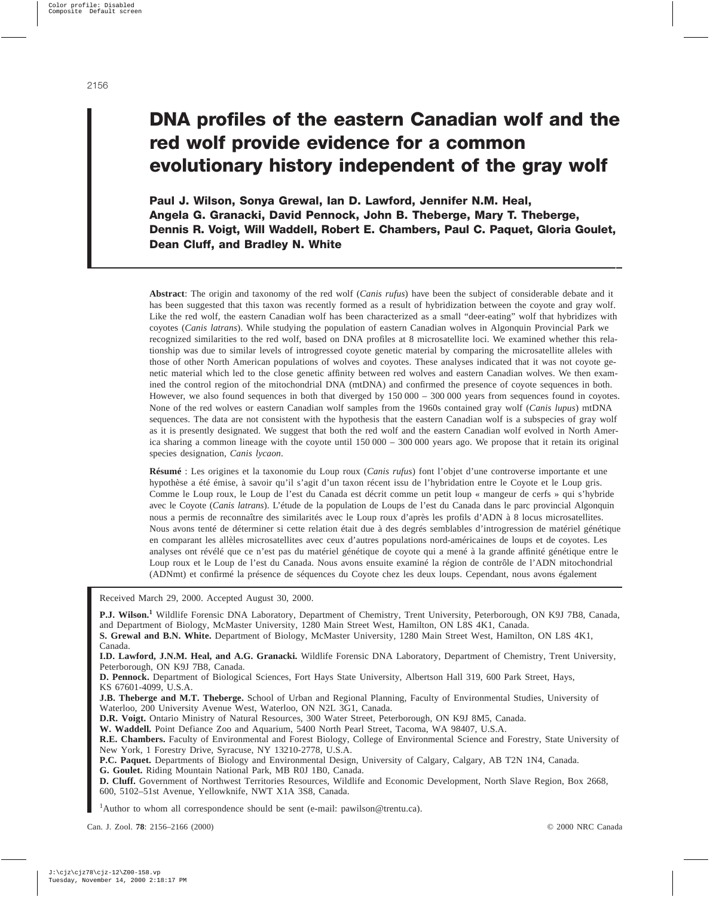# DNA profiles of the eastern Canadian wolf and the red wolf provide evidence for a common evolutionary history independent of the gray wolf

**Paul J. Wilson, Sonya Grewal, Ian D. Lawford, Jennifer N.M. Heal, Angela G. Granacki, David Pennock, John B. Theberge, Mary T. Theberge, Dennis R. Voigt, Will Waddell, Robert E. Chambers, Paul C. Paquet, Gloria Goulet, Dean Cluff, and Bradley N. White**

**Abstract**: The origin and taxonomy of the red wolf (*Canis rufus*) have been the subject of considerable debate and it has been suggested that this taxon was recently formed as a result of hybridization between the coyote and gray wolf. Like the red wolf, the eastern Canadian wolf has been characterized as a small "deer-eating" wolf that hybridizes with coyotes (*Canis latrans*). While studying the population of eastern Canadian wolves in Algonquin Provincial Park we recognized similarities to the red wolf, based on DNA profiles at 8 microsatellite loci. We examined whether this relationship was due to similar levels of introgressed coyote genetic material by comparing the microsatellite alleles with those of other North American populations of wolves and coyotes. These analyses indicated that it was not coyote genetic material which led to the close genetic affinity between red wolves and eastern Canadian wolves. We then examined the control region of the mitochondrial DNA (mtDNA) and confirmed the presence of coyote sequences in both. However, we also found sequences in both that diverged by 150 000 – 300 000 years from sequences found in coyotes. None of the red wolves or eastern Canadian wolf samples from the 1960s contained gray wolf (*Canis lupus*) mtDNA sequences. The data are not consistent with the hypothesis that the eastern Canadian wolf is a subspecies of gray wolf as it is presently designated. We suggest that both the red wolf and the eastern Canadian wolf evolved in North America sharing a common lineage with the coyote until 150 000 – 300 000 years ago. We propose that it retain its original species designation, *Canis lycaon*.

**Résumé** : Les origines et la taxonomie du Loup roux (*Canis rufus*) font l'objet d'une controverse importante et une hypothèse a été émise, à savoir qu'il s'agit d'un taxon récent issu de l'hybridation entre le Coyote et le Loup gris. Comme le Loup roux, le Loup de l'est du Canada est décrit comme un petit loup « mangeur de cerfs » qui s'hybride avec le Coyote (*Canis latrans*). L'étude de la population de Loups de l'est du Canada dans le parc provincial Algonquin nous a permis de reconnaître des similarités avec le Loup roux d'après les profils d'ADN à 8 locus microsatellites. Nous avons tenté de déterminer si cette relation était due à des degrés semblables d'introgression de matériel génétique en comparant les allèles microsatellites avec ceux d'autres populations nord-américaines de loups et de coyotes. Les analyses ont révélé que ce n'est pas du matériel génétique de coyote qui a mené à la grande affinité génétique entre le Loup roux et le Loup de l'est du Canada. Nous avons ensuite examiné la région de contrôle de l'ADN mitochondrial (ADNmt) et confirmé la présence de séquences du Coyote chez les deux loups. Cependant, nous avons également

Received March 29, 2000. Accepted August 30, 2000.

**P.J. Wilson.[1]** Wildlife Forensic DNA Laboratory, Department of Chemistry, Trent University, Peterborough, ON K9J 7B8, Canada, and Department of Biology, McMaster University, 1280 Main Street West, Hamilton, ON L8S 4K1, Canada.
**S. Grewal and B.N. White.** Department of Biology, McMaster University, 1280 Main Street West, Hamilton, ON L8S 4K1, Canada.
**I.D. Lawford, J.N.M. Heal, and A.G. Granacki.** Wildlife Forensic DNA Laboratory, Department of Chemistry, Trent University, Peterborough, ON K9J 7B8, Canada.
**D. Pennock.** Department of Biological Sciences, Fort Hays State University, Albertson Hall 319, 600 Park Street, Hays, KS 67601-4099, U.S.A.
**J.B. Theberge and M.T. Theberge.** School of Urban and Regional Planning, Faculty of Environmental Studies, University of Waterloo, 200 University Avenue West, Waterloo, ON N2L 3G1, Canada.
**D.R. Voigt.** Ontario Ministry of Natural Resources, 300 Water Street, Peterborough, ON K9J 8M5, Canada.
**W. Waddell.** Point Defiance Zoo and Aquarium, 5400 North Pearl Street, Tacoma, WA 98407, U.S.A.
**R.E. Chambers.** Faculty of Environmental and Forest Biology, College of Environmental Science and Forestry, State University of New York, 1 Forestry Drive, Syracuse, NY 13210-2778, U.S.A.
**P.C. Paquet.** Departments of Biology and Environmental Design, University of Calgary, Calgary, AB T2N 1N4, Canada.
**G. Goulet.** Riding Mountain National Park, MB R0J 1B0, Canada.
**D. Cluff.** Government of Northwest Territories Resources, Wildlife and Economic Development, North Slave Region, Box 2668, 600, 5102–51st Avenue, Yellowknife, NWT X1A 3S8, Canada.

[1]Author to whom all correspondence should be sent (e-mail: pawilson@trentu.ca).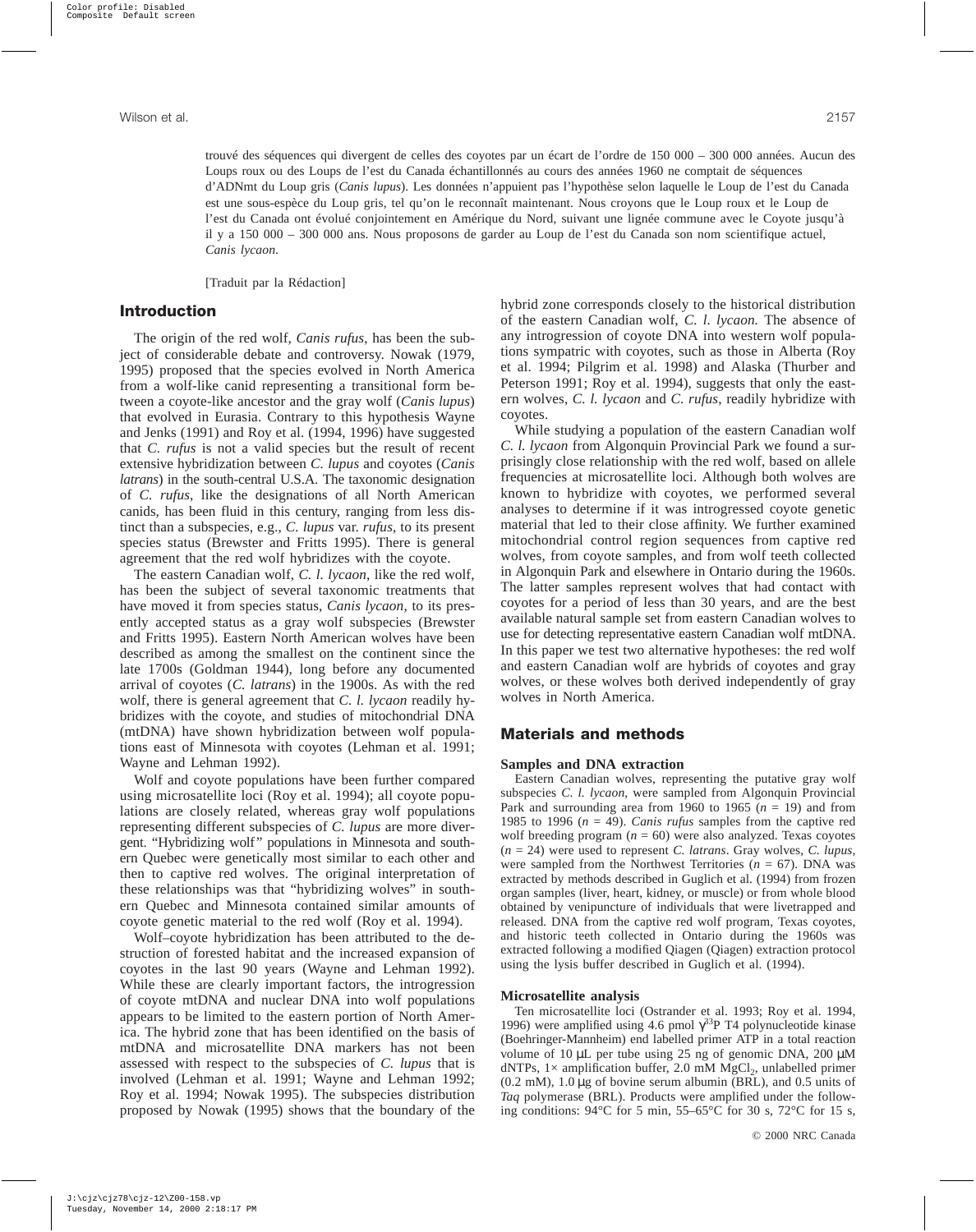trouvé des séquences qui divergent de celles des coyotes par un écart de l'ordre de 150 000 – 300 000 années. Aucun des Loups roux ou des Loups de l'est du Canada échantillonnés au cours des années 1960 ne comptait de séquences d'ADNmt du Loup gris (*Canis lupus*). Les données n'appuient pas l'hypothèse selon laquelle le Loup de l'est du Canada est une sous-espèce du Loup gris, tel qu'on le reconnaît maintenant. Nous croyons que le Loup roux et le Loup de l'est du Canada ont évolué conjointement en Amérique du Nord, suivant une lignée commune avec le Coyote jusqu'à il y a 150 000 – 300 000 ans. Nous proposons de garder au Loup de l'est du Canada son nom scientifique actuel, *Canis lycaon*.

[Traduit par la Rédaction]

## Introduction

The origin of the red wolf, *Canis rufus*, has been the subject of considerable debate and controversy. Nowak (1979, 1995) proposed that the species evolved in North America from a wolf-like canid representing a transitional form between a coyote-like ancestor and the gray wolf (*Canis lupus*) that evolved in Eurasia. Contrary to this hypothesis Wayne and Jenks (1991) and Roy et al. (1994, 1996) have suggested that *C. rufus* is not a valid species but the result of recent extensive hybridization between *C. lupus* and coyotes (*Canis latrans*) in the south-central U.S.A. The taxonomic designation of *C. rufus*, like the designations of all North American canids, has been fluid in this century, ranging from less distinct than a subspecies, e.g., *C. lupus* var. *rufus*, to its present species status (Brewster and Fritts 1995). There is general agreement that the red wolf hybridizes with the coyote.

The eastern Canadian wolf, *C. l. lycaon*, like the red wolf, has been the subject of several taxonomic treatments that have moved it from species status, *Canis lycaon*, to its presently accepted status as a gray wolf subspecies (Brewster and Fritts 1995). Eastern North American wolves have been described as among the smallest on the continent since the late 1700s (Goldman 1944), long before any documented arrival of coyotes (*C. latrans*) in the 1900s. As with the red wolf, there is general agreement that *C. l. lycaon* readily hybridizes with the coyote, and studies of mitochondrial DNA (mtDNA) have shown hybridization between wolf populations east of Minnesota with coyotes (Lehman et al. 1991; Wayne and Lehman 1992).

Wolf and coyote populations have been further compared using microsatellite loci (Roy et al. 1994); all coyote populations are closely related, whereas gray wolf populations representing different subspecies of *C. lupus* are more divergent. "Hybridizing wolf" populations in Minnesota and southern Quebec were genetically most similar to each other and then to captive red wolves. The original interpretation of these relationships was that "hybridizing wolves" in southern Quebec and Minnesota contained similar amounts of coyote genetic material to the red wolf (Roy et al. 1994).

Wolf–coyote hybridization has been attributed to the destruction of forested habitat and the increased expansion of coyotes in the last 90 years (Wayne and Lehman 1992). While these are clearly important factors, the introgression of coyote mtDNA and nuclear DNA into wolf populations appears to be limited to the eastern portion of North America. The hybrid zone that has been identified on the basis of mtDNA and microsatellite DNA markers has not been assessed with respect to the subspecies of *C. lupus* that is involved (Lehman et al. 1991; Wayne and Lehman 1992; Roy et al. 1994; Nowak 1995). The subspecies distribution proposed by Nowak (1995) shows that the boundary of the hybrid zone corresponds closely to the historical distribution of the eastern Canadian wolf, *C. l. lycaon*. The absence of any introgression of coyote DNA into western wolf populations sympatric with coyotes, such as those in Alberta (Roy et al. 1994; Pilgrim et al. 1998) and Alaska (Thurber and Peterson 1991; Roy et al. 1994), suggests that only the eastern wolves, *C. l. lycaon* and *C. rufus*, readily hybridize with coyotes.

While studying a population of the eastern Canadian wolf *C. l. lycaon* from Algonquin Provincial Park we found a surprisingly close relationship with the red wolf, based on allele frequencies at microsatellite loci. Although both wolves are known to hybridize with coyotes, we performed several analyses to determine if it was introgressed coyote genetic material that led to their close affinity. We further examined mitochondrial control region sequences from captive red wolves, from coyote samples, and from wolf teeth collected in Algonquin Park and elsewhere in Ontario during the 1960s. The latter samples represent wolves that had contact with coyotes for a period of less than 30 years, and are the best available natural sample set from eastern Canadian wolves to use for detecting representative eastern Canadian wolf mtDNA. In this paper we test two alternative hypotheses: the red wolf and eastern Canadian wolf are hybrids of coyotes and gray wolves, or these wolves both derived independently of gray wolves in North America.

## Materials and methods

### Samples and DNA extraction

Eastern Canadian wolves, representing the putative gray wolf subspecies *C. l. lycaon*, were sampled from Algonquin Provincial Park and surrounding area from 1960 to 1965 ($n$ = 19) and from 1985 to 1996 ($n$ = 49). *Canis rufus* samples from the captive red wolf breeding program ($n$ = 60) were also analyzed. Texas coyotes ($n$ = 24) were used to represent *C. latrans*. Gray wolves, *C. lupus*, were sampled from the Northwest Territories ($n$ = 67). DNA was extracted by methods described in Guglich et al. (1994) from frozen organ samples (liver, heart, kidney, or muscle) or from whole blood obtained by venipuncture of individuals that were livetrapped and released. DNA from the captive red wolf program, Texas coyotes, and historic teeth collected in Ontario during the 1960s was extracted following a modified Qiagen (Qiagen) extraction protocol using the lysis buffer described in Guglich et al. (1994).

### Microsatellite analysis

Ten microsatellite loci (Ostrander et al. 1993; Roy et al. 1994, 1996) were amplified using 4.6 pmol $\gamma^{33}$P T4 polynucleotide kinase (Boehringer-Mannheim) end labelled primer ATP in a total reaction volume of 10 μL per tube using 25 ng of genomic DNA, 200 μM dNTPs, 1× amplification buffer, 2.0 mM $MgCl_2$, unlabelled primer (0.2 mM), 1.0 μg of bovine serum albumin (BRL), and 0.5 units of *Taq* polymerase (BRL). Products were amplified under the following conditions: 94°C for 5 min, 55–65°C for 30 s, 72°C for 15 s,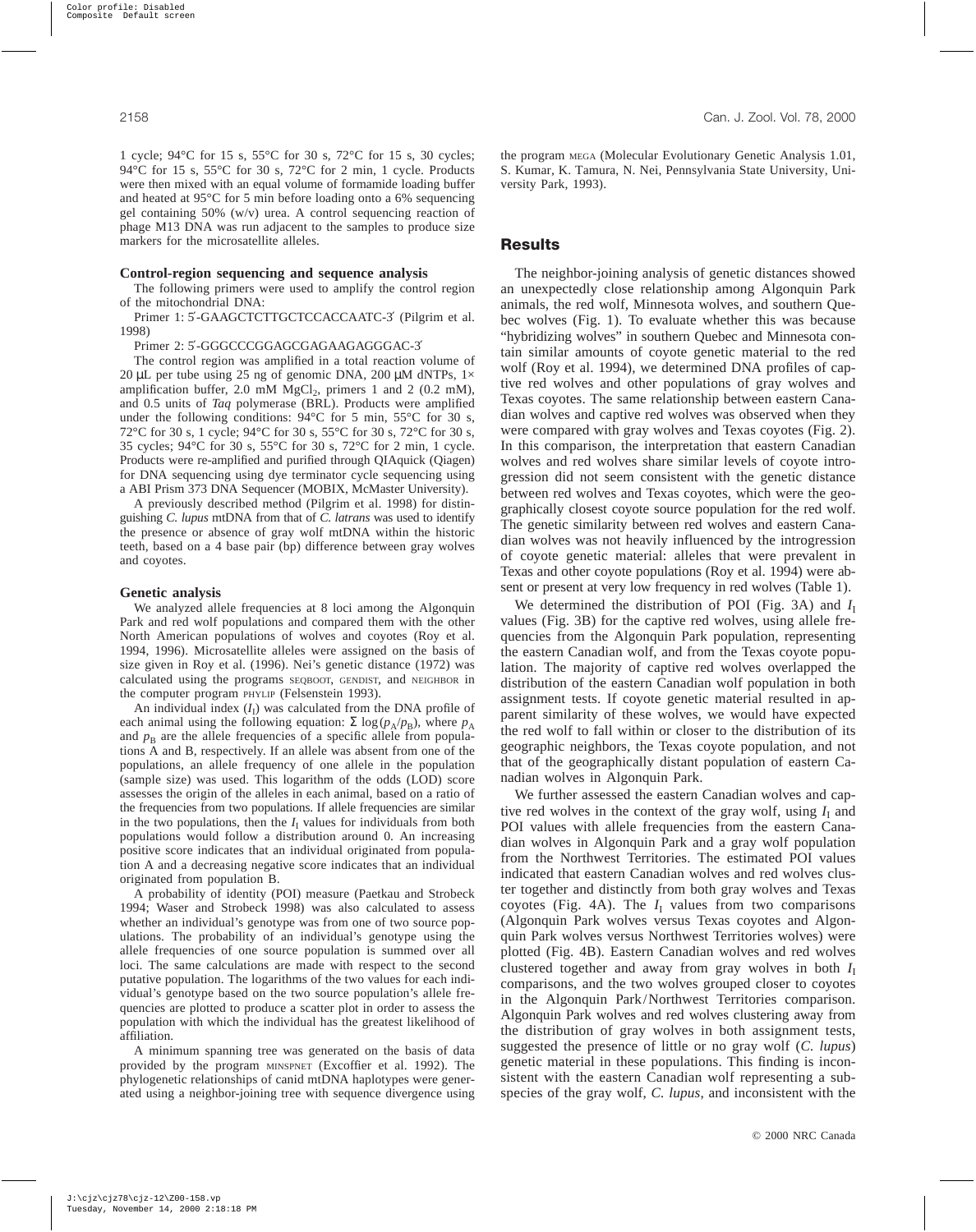1 cycle; 94°C for 15 s, 55°C for 30 s, 72°C for 15 s, 30 cycles; 94°C for 15 s, 55°C for 30 s, 72°C for 2 min, 1 cycle. Products were then mixed with an equal volume of formamide loading buffer and heated at 95°C for 5 min before loading onto a 6% sequencing gel containing 50% (w/v) urea. A control sequencing reaction of phage M13 DNA was run adjacent to the samples to produce size markers for the microsatellite alleles.

### Control-region sequencing and sequence analysis

The following primers were used to amplify the control region of the mitochondrial DNA:

Primer 1: 5′-GAAGCTCTTGCTCCACCAATC-3′ (Pilgrim et al. 1998)

Primer 2: 5′-GGGCCCGGAGCGAGAAGAGGGAC-3′

The control region was amplified in a total reaction volume of 20 μL per tube using 25 ng of genomic DNA, 200 μM dNTPs, 1× amplification buffer, 2.0 mM $MgCl_2$, primers 1 and 2 (0.2 mM), and 0.5 units of *Taq* polymerase (BRL). Products were amplified under the following conditions: 94°C for 5 min, 55°C for 30 s, 72°C for 30 s, 1 cycle; 94°C for 30 s, 55°C for 30 s, 72°C for 30 s, 35 cycles; 94°C for 30 s, 55°C for 30 s, 72°C for 2 min, 1 cycle. Products were re-amplified and purified through QIAquick (Qiagen) for DNA sequencing using dye terminator cycle sequencing using a ABI Prism 373 DNA Sequencer (MOBIX, McMaster University).

A previously described method (Pilgrim et al. 1998) for distinguishing *C. lupus* mtDNA from that of *C. latrans* was used to identify the presence or absence of gray wolf mtDNA within the historic teeth, based on a 4 base pair (bp) difference between gray wolves and coyotes.

### Genetic analysis

We analyzed allele frequencies at 8 loci among the Algonquin Park and red wolf populations and compared them with the other North American populations of wolves and coyotes (Roy et al. 1994, 1996). Microsatellite alleles were assigned on the basis of size given in Roy et al. (1996). Nei's genetic distance (1972) was calculated using the programs SEQBOOT, GENDIST, and NEIGHBOR in the computer program PHYLIP (Felsenstein 1993).

An individual index ($I_I$) was calculated from the DNA profile of each animal using the following equation: $\Sigma \log(p_A/p_B)$, where $p_A$ and $p_B$ are the allele frequencies of a specific allele from populations A and B, respectively. If an allele was absent from one of the populations, an allele frequency of one allele in the population (sample size) was used. This logarithm of the odds (LOD) score assesses the origin of the alleles in each animal, based on a ratio of the frequencies from two populations. If allele frequencies are similar in the two populations, then the $I_I$ values for individuals from both populations would follow a distribution around 0. An increasing positive score indicates that an individual originated from population A and a decreasing negative score indicates that an individual originated from population B.

A probability of identity (POI) measure (Paetkau and Strobeck 1994; Waser and Strobeck 1998) was also calculated to assess whether an individual's genotype was from one of two source populations. The probability of an individual's genotype using the allele frequencies of one source population is summed over all loci. The same calculations are made with respect to the second putative population. The logarithms of the two values for each individual's genotype based on the two source population's allele frequencies are plotted to produce a scatter plot in order to assess the population with which the individual has the greatest likelihood of affiliation.

A minimum spanning tree was generated on the basis of data provided by the program MINSPNET (Excoffier et al. 1992). The phylogenetic relationships of canid mtDNA haplotypes were generated using a neighbor-joining tree with sequence divergence using the program MEGA (Molecular Evolutionary Genetic Analysis 1.01, S. Kumar, K. Tamura, N. Nei, Pennsylvania State University, University Park, 1993).

## Results

The neighbor-joining analysis of genetic distances showed an unexpectedly close relationship among Algonquin Park animals, the red wolf, Minnesota wolves, and southern Quebec wolves (Fig. 1). To evaluate whether this was because "hybridizing wolves" in southern Quebec and Minnesota contain similar amounts of coyote genetic material to the red wolf (Roy et al. 1994), we determined DNA profiles of captive red wolves and other populations of gray wolves and Texas coyotes. The same relationship between eastern Canadian wolves and captive red wolves was observed when they were compared with gray wolves and Texas coyotes (Fig. 2). In this comparison, the interpretation that eastern Canadian wolves and red wolves share similar levels of coyote introgression did not seem consistent with the genetic distance between red wolves and Texas coyotes, which were the geographically closest coyote source population for the red wolf. The genetic similarity between red wolves and eastern Canadian wolves was not heavily influenced by the introgression of coyote genetic material: alleles that were prevalent in Texas and other coyote populations (Roy et al. 1994) were absent or present at very low frequency in red wolves (Table 1).

We determined the distribution of POI (Fig. 3A) and $I_I$ values (Fig. 3B) for the captive red wolves, using allele frequencies from the Algonquin Park population, representing the eastern Canadian wolf, and from the Texas coyote population. The majority of captive red wolves overlapped the distribution of the eastern Canadian wolf population in both assignment tests. If coyote genetic material resulted in apparent similarity of these wolves, we would have expected the red wolf to fall within or closer to the distribution of its geographic neighbors, the Texas coyote population, and not that of the geographically distant population of eastern Canadian wolves in Algonquin Park.

We further assessed the eastern Canadian wolves and captive red wolves in the context of the gray wolf, using $I_I$ and POI values with allele frequencies from the eastern Canadian wolves in Algonquin Park and a gray wolf population from the Northwest Territories. The estimated POI values indicated that eastern Canadian wolves and red wolves cluster together and distinctly from both gray wolves and Texas coyotes (Fig. 4A). The $I_I$ values from two comparisons (Algonquin Park wolves versus Texas coyotes and Algonquin Park wolves versus Northwest Territories wolves) were plotted (Fig. 4B). Eastern Canadian wolves and red wolves clustered together and away from gray wolves in both $I_I$ comparisons, and the two wolves grouped closer to coyotes in the Algonquin Park/Northwest Territories comparison. Algonquin Park wolves and red wolves clustering away from the distribution of gray wolves in both assignment tests, suggested the presence of little or no gray wolf (*C. lupus*) genetic material in these populations. This finding is inconsistent with the eastern Canadian wolf representing a subspecies of the gray wolf, *C. lupus*, and inconsistent with the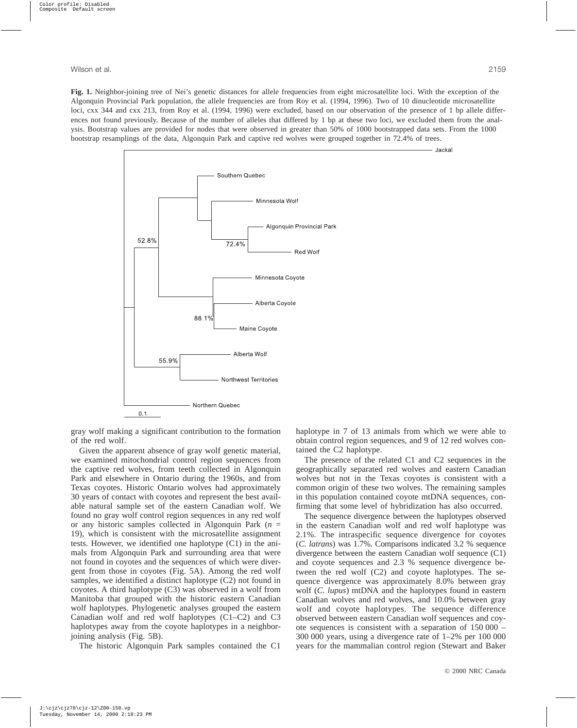**Fig. 1.** Neighbor-joining tree of Nei's genetic distances for allele frequencies from eight microsatellite loci. With the exception of the Algonquin Provincial Park population, the allele frequencies are from Roy et al. (1994, 1996). Two of 10 dinucleotide microsatellite loci, cxx 344 and cxx 213, from Roy et al. (1994, 1996) were excluded, based on our observation of the presence of 1 bp allele differences not found previously. Because of the number of alleles that differed by 1 bp at these two loci, we excluded them from the analysis. Bootstrap values are provided for nodes that were observed in greater than 50% of 1000 bootstrapped data sets. From the 1000 bootstrap resamplings of the data, Algonquin Park and captive red wolves were grouped together in 72.4% of trees.

gray wolf making a significant contribution to the formation of the red wolf.

Given the apparent absence of gray wolf genetic material, we examined mitochondrial control region sequences from the captive red wolves, from teeth collected in Algonquin Park and elsewhere in Ontario during the 1960s, and from Texas coyotes. Historic Ontario wolves had approximately 30 years of contact with coyotes and represent the best available natural sample set of the eastern Canadian wolf. We found no gray wolf control region sequences in any red wolf or any historic samples collected in Algonquin Park ($n$ = 19), which is consistent with the microsatellite assignment tests. However, we identified one haplotype (C1) in the animals from Algonquin Park and surrounding area that were not found in coyotes and the sequences of which were divergent from those in coyotes (Fig. 5A). Among the red wolf samples, we identified a distinct haplotype (C2) not found in coyotes. A third haplotype (C3) was observed in a wolf from Manitoba that grouped with the historic eastern Canadian wolf haplotypes. Phylogenetic analyses grouped the eastern Canadian wolf and red wolf haplotypes (C1–C2) and C3 haplotypes away from the coyote haplotypes in a neighbor-joining analysis (Fig. 5B).

The historic Algonquin Park samples contained the C1 haplotype in 7 of 13 animals from which we were able to obtain control region sequences, and 9 of 12 red wolves contained the C2 haplotype.

The presence of the related C1 and C2 sequences in the geographically separated red wolves and eastern Canadian wolves but not in the Texas coyotes is consistent with a common origin of these two wolves. The remaining samples in this population contained coyote mtDNA sequences, confirming that some level of hybridization has also occurred.

The sequence divergence between the haplotypes observed in the eastern Canadian wolf and red wolf haplotype was 2.1%. The intraspecific sequence divergence for coyotes (*C. latrans*) was 1.7%. Comparisons indicated 3.2 % sequence divergence between the eastern Canadian wolf sequence (C1) and coyote sequences and 2.3 % sequence divergence between the red wolf (C2) and coyote haplotypes. The sequence divergence was approximately 8.0% between gray wolf (*C. lupus*) mtDNA and the haplotypes found in eastern Canadian wolves and red wolves, and 10.0% between gray wolf and coyote haplotypes. The sequence difference observed between eastern Canadian wolf sequences and coyote sequences is consistent with a separation of 150 000 – 300 000 years, using a divergence rate of 1–2% per 100 000 years for the mammalian control region (Stewart and Baker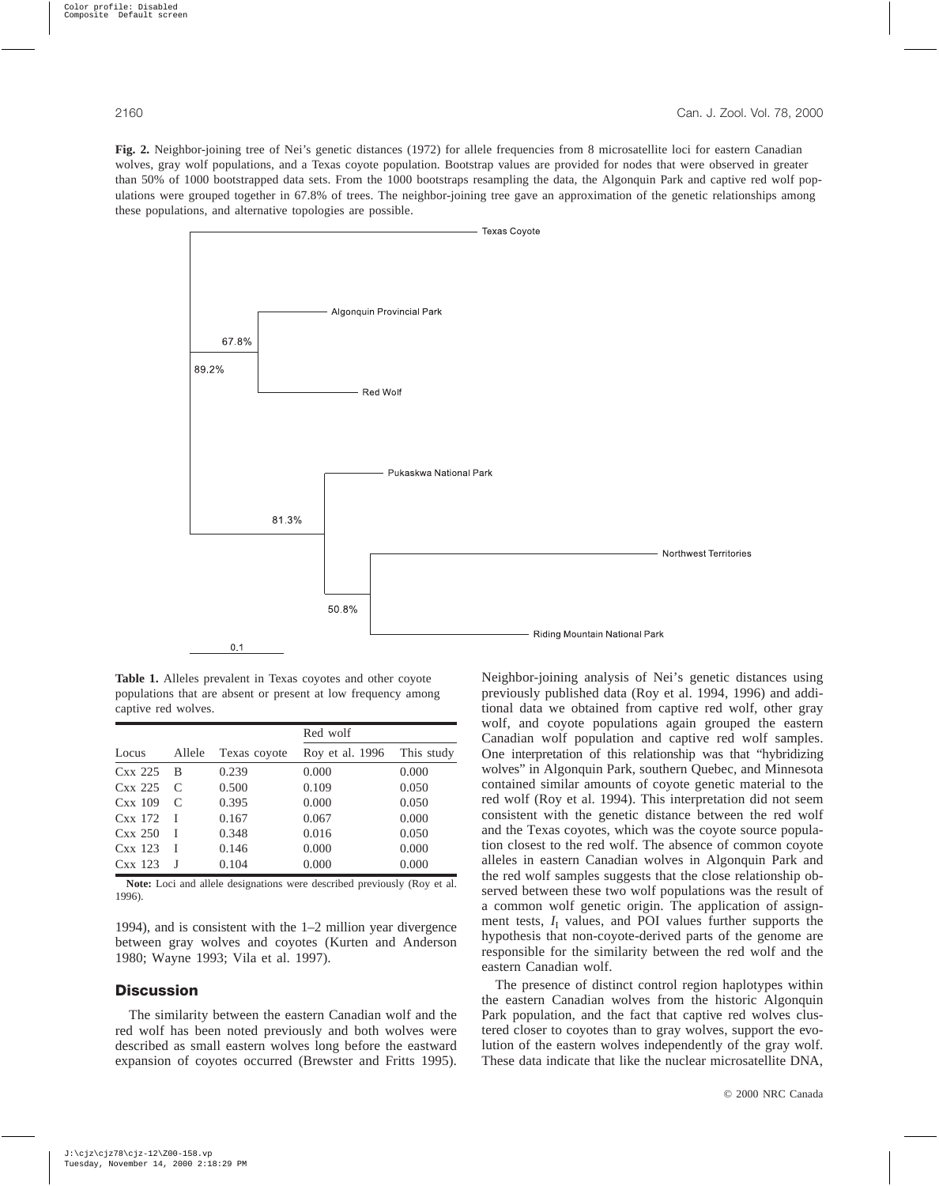**Fig. 2.** Neighbor-joining tree of Nei's genetic distances (1972) for allele frequencies from 8 microsatellite loci for eastern Canadian wolves, gray wolf populations, and a Texas coyote population. Bootstrap values are provided for nodes that were observed in greater than 50% of 1000 bootstrapped data sets. From the 1000 bootstraps resampling the data, the Algonquin Park and captive red wolf populations were grouped together in 67.8% of trees. The neighbor-joining tree gave an approximation of the genetic relationships among these populations, and alternative topologies are possible.

Texas Coyote

Algonquin Provincial Park

67.8%

89.2%

Red Wolf

Pukaskwa National Park

81.3%

Northwest Territories

50.8%

Riding Mountain National Park

0.1

**Table 1.** Alleles prevalent in Texas coyotes and other coyote populations that are absent or present at low frequency among captive red wolves.

| | | | Red wolf | |
|---|---|---|---|---|
| Locus | Allele | Texas coyote | Roy et al. 1996 | This study |
| Cxx 225 | B | 0.239 | 0.000 | 0.000 |
| Cxx 225 | C | 0.500 | 0.109 | 0.050 |
| Cxx 109 | C | 0.395 | 0.000 | 0.050 |
| Cxx 172 | I | 0.167 | 0.067 | 0.000 |
| Cxx 250 | I | 0.348 | 0.016 | 0.050 |
| Cxx 123 | I | 0.146 | 0.000 | 0.000 |
| Cxx 123 | J | 0.104 | 0.000 | 0.000 |

**Note:** Loci and allele designations were described previously (Roy et al. 1996).

1994), and is consistent with the 1–2 million year divergence between gray wolves and coyotes (Kurten and Anderson 1980; Wayne 1993; Vila et al. 1997).

## Discussion

The similarity between the eastern Canadian wolf and the red wolf has been noted previously and both wolves were described as small eastern wolves long before the eastward expansion of coyotes occurred (Brewster and Fritts 1995). Neighbor-joining analysis of Nei's genetic distances using previously published data (Roy et al. 1994, 1996) and additional data we obtained from captive red wolf, other gray wolf, and coyote populations again grouped the eastern Canadian wolf population and captive red wolf samples. One interpretation of this relationship was that "hybridizing wolves" in Algonquin Park, southern Quebec, and Minnesota contained similar amounts of coyote genetic material to the red wolf (Roy et al. 1994). This interpretation did not seem consistent with the genetic distance between the red wolf and the Texas coyotes, which was the coyote source population closest to the red wolf. The absence of common coyote alleles in eastern Canadian wolves in Algonquin Park and the red wolf samples suggests that the close relationship observed between these two wolf populations was the result of a common wolf genetic origin. The application of assignment tests, $I_I$ values, and POI values further supports the hypothesis that non-coyote-derived parts of the genome are responsible for the similarity between the red wolf and the eastern Canadian wolf.

The presence of distinct control region haplotypes within the eastern Canadian wolves from the historic Algonquin Park population, and the fact that captive red wolves clustered closer to coyotes than to gray wolves, support the evolution of the eastern wolves independently of the gray wolf. These data indicate that like the nuclear microsatellite DNA,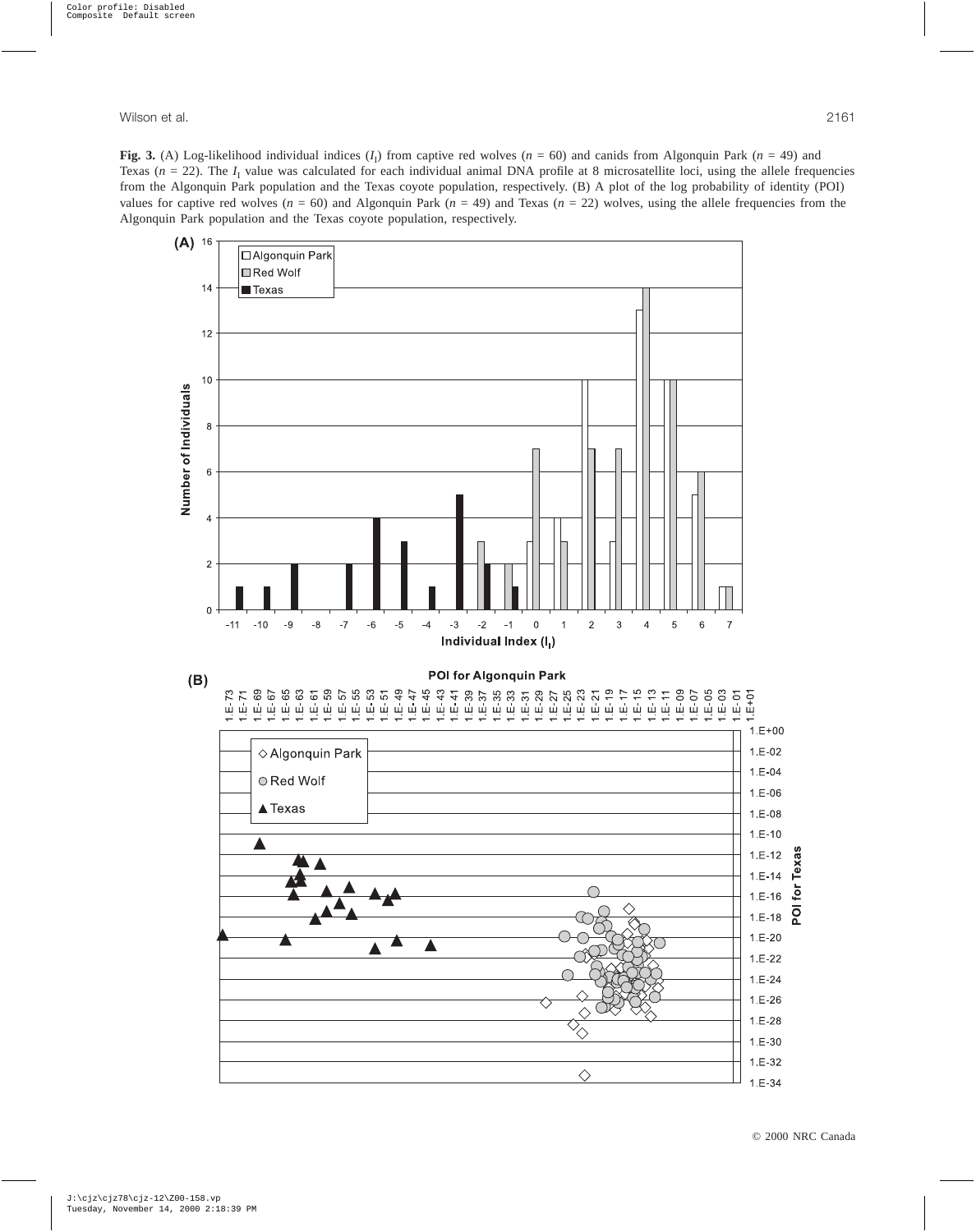**Fig. 3.** (A) Log-likelihood individual indices ($I_I$) from captive red wolves ($n$ = 60) and canids from Algonquin Park ($n$ = 49) and Texas ($n$ = 22). The $I_I$ value was calculated for each individual animal DNA profile at 8 microsatellite loci, using the allele frequencies from the Algonquin Park population and the Texas coyote population, respectively. (B) A plot of the log probability of identity (POI) values for captive red wolves ($n$ = 60) and Algonquin Park ($n$ = 49) and Texas ($n$ = 22) wolves, using the allele frequencies from the Algonquin Park population and the Texas coyote population, respectively.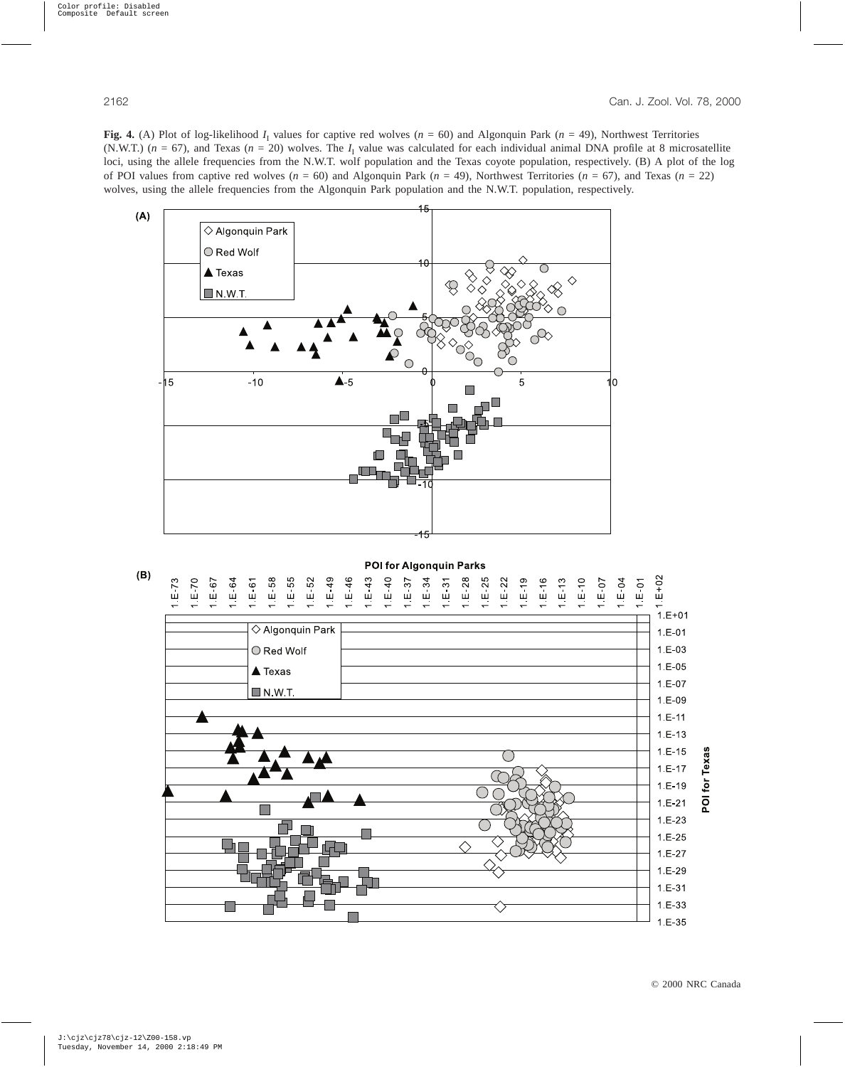**Fig. 4.** (A) Plot of log-likelihood $I_I$ values for captive red wolves ($n$ = 60) and Algonquin Park ($n$ = 49), Northwest Territories (N.W.T.) ($n$ = 67), and Texas ($n$ = 20) wolves. The $I_I$ value was calculated for each individual animal DNA profile at 8 microsatellite loci, using the allele frequencies from the N.W.T. wolf population and the Texas coyote population, respectively. (B) A plot of the log of POI values from captive red wolves ($n$ = 60) and Algonquin Park ($n$ = 49), Northwest Territories ($n$ = 67), and Texas ($n$ = 22) wolves, using the allele frequencies from the Algonquin Park population and the N.W.T. population, respectively.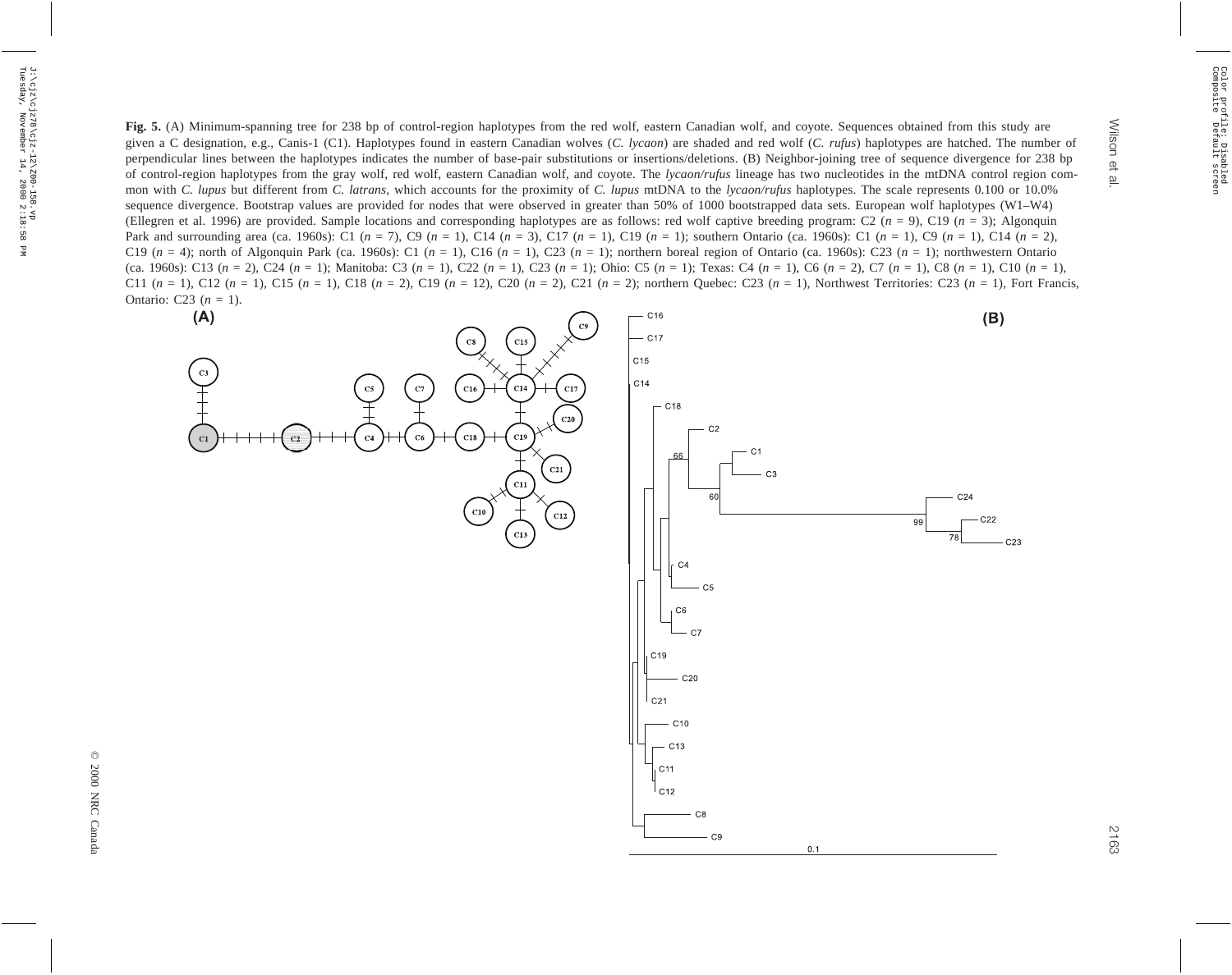**Fig. 5.** (A) Minimum-spanning tree for 238 bp of control-region haplotypes from the red wolf, eastern Canadian wolf, and coyote. Sequences obtained from this study are given a C designation, e.g., Canis-1 (C1). Haplotypes found in eastern Canadian wolves (*C. lycaon*) are shaded and red wolf (*C. rufus*) haplotypes are hatched. The number of perpendicular lines between the haplotypes indicates the number of base-pair substitutions or insertions/deletions. (B) Neighbor-joining tree of sequence divergence for 238 bp of control-region haplotypes from the gray wolf, red wolf, eastern Canadian wolf, and coyote. The *lycaon/rufus* lineage has two nucleotides in the mtDNA control region common with *C. lupus* but different from *C. latrans*, which accounts for the proximity of *C. lupus* mtDNA to the *lycaon/rufus* haplotypes. The scale represents 0.100 or 10.0% sequence divergence. Bootstrap values are provided for nodes that were observed in greater than 50% of 1000 bootstrapped data sets. European wolf haplotypes (W1–W4) (Ellegren et al. 1996) are provided. Sample locations and corresponding haplotypes are as follows: red wolf captive breeding program: C2 ($n$ = 9), C19 ($n$ = 3); Algonquin Park and surrounding area (ca. 1960s): C1 ($n$ = 7), C9 ($n$ = 1), C14 ($n$ = 3), C17 ($n$ = 1), C19 ($n$ = 1); southern Ontario (ca. 1960s): C1 ($n$ = 1), C9 ($n$ = 1), C14 ($n$ = 2), C19 ($n$ = 4); north of Algonquin Park (ca. 1960s): C1 ($n$ = 1), C16 ($n$ = 1), C23 ($n$ = 1); northern boreal region of Ontario (ca. 1960s): C23 ($n$ = 1); northwestern Ontario (ca. 1960s): C13 ($n$ = 2), C24 ($n$ = 1); Manitoba: C3 ($n$ = 1), C22 ($n$ = 1), C23 ($n$ = 1); Ohio: C5 ($n$ = 1); Texas: C4 ($n$ = 1), C6 ($n$ = 2), C7 ($n$ = 1), C8 ($n$ = 1), C10 ($n$ = 1), C11 ($n$ = 1), C12 ($n$ = 1), C15 ($n$ = 1), C18 ($n$ = 2), C19 ($n$ = 12), C20 ($n$ = 2), C21 ($n$ = 2); northern Quebec: C23 ($n$ = 1), Northwest Territories: C23 ($n$ = 1), Fort Francis, Ontario: C23 ($n$ = 1).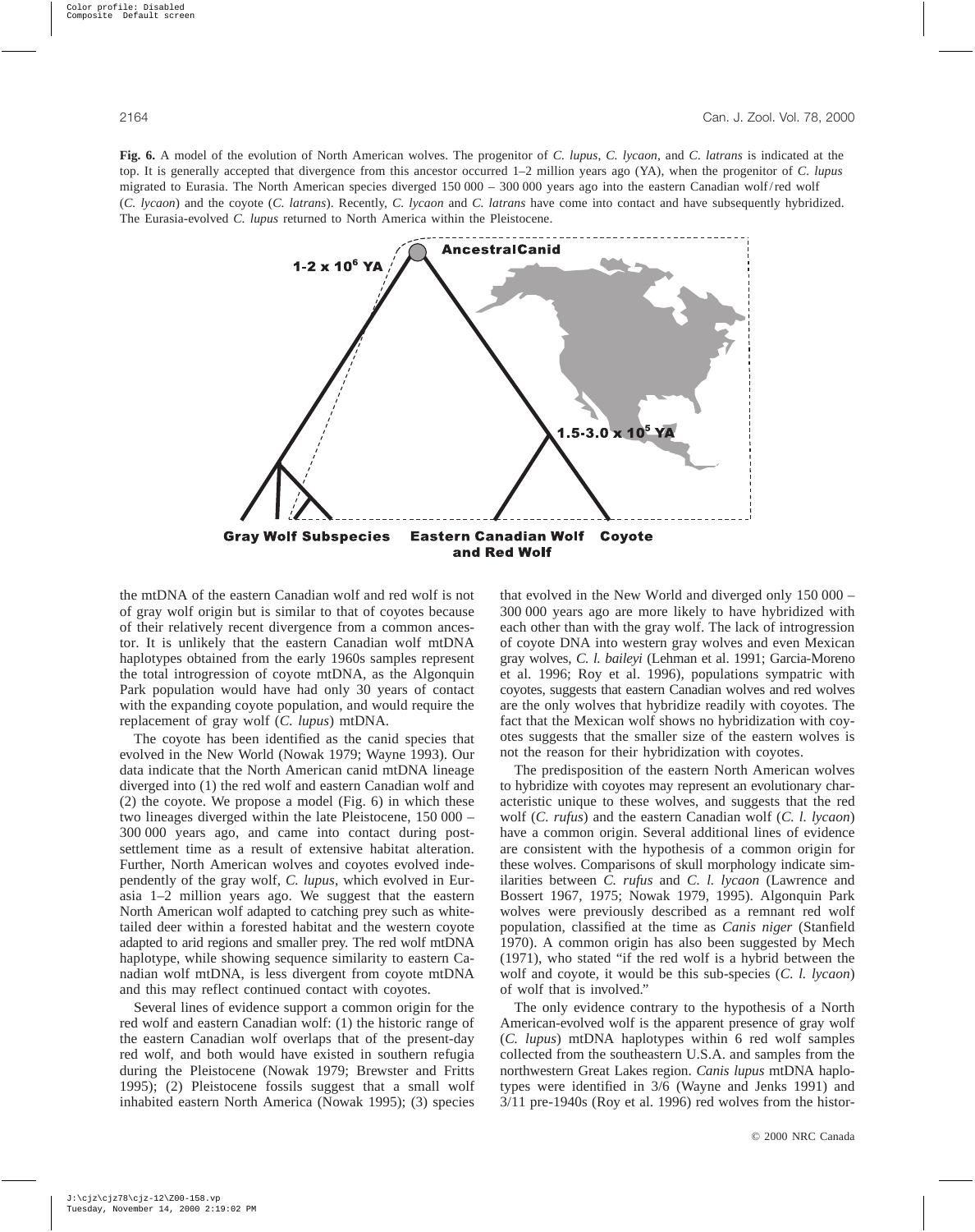**Fig. 6.** A model of the evolution of North American wolves. The progenitor of *C. lupus*, *C. lycaon*, and *C. latrans* is indicated at the top. It is generally accepted that divergence from this ancestor occurred 1–2 million years ago (YA), when the progenitor of *C. lupus* migrated to Eurasia. The North American species diverged 150 000 – 300 000 years ago into the eastern Canadian wolf/red wolf (*C. lycaon*) and the coyote (*C. latrans*). Recently, *C. lycaon* and *C. latrans* have come into contact and have subsequently hybridized. The Eurasia-evolved *C. lupus* returned to North America within the Pleistocene.

the mtDNA of the eastern Canadian wolf and red wolf is not of gray wolf origin but is similar to that of coyotes because of their relatively recent divergence from a common ancestor. It is unlikely that the eastern Canadian wolf mtDNA haplotypes obtained from the early 1960s samples represent the total introgression of coyote mtDNA, as the Algonquin Park population would have had only 30 years of contact with the expanding coyote population, and would require the replacement of gray wolf (*C. lupus*) mtDNA.

The coyote has been identified as the canid species that evolved in the New World (Nowak 1979; Wayne 1993). Our data indicate that the North American canid mtDNA lineage diverged into (1) the red wolf and eastern Canadian wolf and (2) the coyote. We propose a model (Fig. 6) in which these two lineages diverged within the late Pleistocene, 150 000 – 300 000 years ago, and came into contact during post-settlement time as a result of extensive habitat alteration. Further, North American wolves and coyotes evolved independently of the gray wolf, *C. lupus*, which evolved in Eurasia 1–2 million years ago. We suggest that the eastern North American wolf adapted to catching prey such as white-tailed deer within a forested habitat and the western coyote adapted to arid regions and smaller prey. The red wolf mtDNA haplotype, while showing sequence similarity to eastern Canadian wolf mtDNA, is less divergent from coyote mtDNA and this may reflect continued contact with coyotes.

Several lines of evidence support a common origin for the red wolf and eastern Canadian wolf: (1) the historic range of the eastern Canadian wolf overlaps that of the present-day red wolf, and both would have existed in southern refugia during the Pleistocene (Nowak 1979; Brewster and Fritts 1995); (2) Pleistocene fossils suggest that a small wolf inhabited eastern North America (Nowak 1995); (3) species that evolved in the New World and diverged only 150 000 – 300 000 years ago are more likely to have hybridized with each other than with the gray wolf. The lack of introgression of coyote DNA into western gray wolves and even Mexican gray wolves, *C. l. baileyi* (Lehman et al. 1991; Garcia-Moreno et al. 1996; Roy et al. 1996), populations sympatric with coyotes, suggests that eastern Canadian wolves and red wolves are the only wolves that hybridize readily with coyotes. The fact that the Mexican wolf shows no hybridization with coyotes suggests that the smaller size of the eastern wolves is not the reason for their hybridization with coyotes.

The predisposition of the eastern North American wolves to hybridize with coyotes may represent an evolutionary characteristic unique to these wolves, and suggests that the red wolf (*C. rufus*) and the eastern Canadian wolf (*C. l. lycaon*) have a common origin. Several additional lines of evidence are consistent with the hypothesis of a common origin for these wolves. Comparisons of skull morphology indicate similarities between *C. rufus* and *C. l. lycaon* (Lawrence and Bossert 1967, 1975; Nowak 1979, 1995). Algonquin Park wolves were previously described as a remnant red wolf population, classified at the time as *Canis niger* (Stanfield 1970). A common origin has also been suggested by Mech (1971), who stated "if the red wolf is a hybrid between the wolf and coyote, it would be this sub-species (*C. l. lycaon*) of wolf that is involved."

The only evidence contrary to the hypothesis of a North American-evolved wolf is the apparent presence of gray wolf (*C. lupus*) mtDNA haplotypes within 6 red wolf samples collected from the southeastern U.S.A. and samples from the northwestern Great Lakes region. *Canis lupus* mtDNA haplotypes were identified in 3/6 (Wayne and Jenks 1991) and 3/11 pre-1940s (Roy et al. 1996) red wolves from the histor-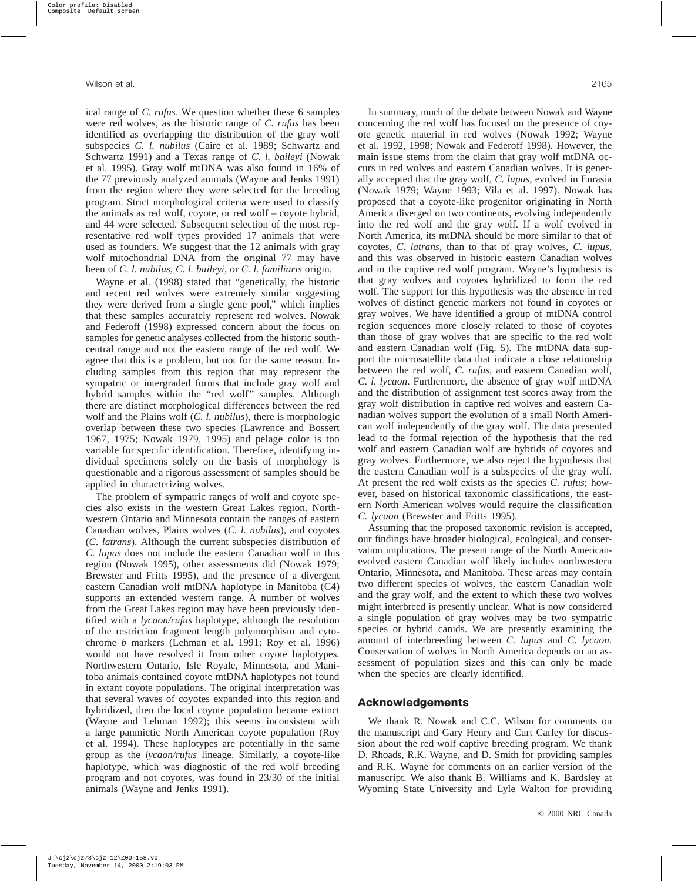ical range of *C. rufus*. We question whether these 6 samples were red wolves, as the historic range of *C. rufus* has been identified as overlapping the distribution of the gray wolf subspecies *C. l. nubilus* (Caire et al. 1989; Schwartz and Schwartz 1991) and a Texas range of *C. l. baileyi* (Nowak et al. 1995). Gray wolf mtDNA was also found in 16% of the 77 previously analyzed animals (Wayne and Jenks 1991) from the region where they were selected for the breeding program. Strict morphological criteria were used to classify the animals as red wolf, coyote, or red wolf – coyote hybrid, and 44 were selected. Subsequent selection of the most representative red wolf types provided 17 animals that were used as founders. We suggest that the 12 animals with gray wolf mitochondrial DNA from the original 77 may have been of *C. l. nubilus*, *C. l. baileyi*, or *C. l. familiaris* origin.

Wayne et al. (1998) stated that "genetically, the historic and recent red wolves were extremely similar suggesting they were derived from a single gene pool," which implies that these samples accurately represent red wolves. Nowak and Federoff (1998) expressed concern about the focus on samples for genetic analyses collected from the historic south-central range and not the eastern range of the red wolf. We agree that this is a problem, but not for the same reason. Including samples from this region that may represent the sympatric or intergraded forms that include gray wolf and hybrid samples within the "red wolf" samples. Although there are distinct morphological differences between the red wolf and the Plains wolf (*C. l. nubilus*), there is morphologic overlap between these two species (Lawrence and Bossert 1967, 1975; Nowak 1979, 1995) and pelage color is too variable for specific identification. Therefore, identifying individual specimens solely on the basis of morphology is questionable and a rigorous assessment of samples should be applied in characterizing wolves.

The problem of sympatric ranges of wolf and coyote species also exists in the western Great Lakes region. Northwestern Ontario and Minnesota contain the ranges of eastern Canadian wolves, Plains wolves (*C. l. nubilus*), and coyotes (*C. latrans*). Although the current subspecies distribution of *C. lupus* does not include the eastern Canadian wolf in this region (Nowak 1995), other assessments did (Nowak 1979; Brewster and Fritts 1995), and the presence of a divergent eastern Canadian wolf mtDNA haplotype in Manitoba (C4) supports an extended western range. A number of wolves from the Great Lakes region may have been previously identified with a *lycaon/rufus* haplotype, although the resolution of the restriction fragment length polymorphism and cytochrome *b* markers (Lehman et al. 1991; Roy et al. 1996) would not have resolved it from other coyote haplotypes. Northwestern Ontario, Isle Royale, Minnesota, and Manitoba animals contained coyote mtDNA haplotypes not found in extant coyote populations. The original interpretation was that several waves of coyotes expanded into this region and hybridized, then the local coyote population became extinct (Wayne and Lehman 1992); this seems inconsistent with a large panmictic North American coyote population (Roy et al. 1994). These haplotypes are potentially in the same group as the *lycaon/rufus* lineage. Similarly, a coyote-like haplotype, which was diagnostic of the red wolf breeding program and not coyotes, was found in 23/30 of the initial animals (Wayne and Jenks 1991).

In summary, much of the debate between Nowak and Wayne concerning the red wolf has focused on the presence of coyote genetic material in red wolves (Nowak 1992; Wayne et al. 1992, 1998; Nowak and Federoff 1998). However, the main issue stems from the claim that gray wolf mtDNA occurs in red wolves and eastern Canadian wolves. It is generally accepted that the gray wolf, *C. lupus*, evolved in Eurasia (Nowak 1979; Wayne 1993; Vila et al. 1997). Nowak has proposed that a coyote-like progenitor originating in North America diverged on two continents, evolving independently into the red wolf and the gray wolf. If a wolf evolved in North America, its mtDNA should be more similar to that of coyotes, *C. latrans*, than to that of gray wolves, *C. lupus*, and this was observed in historic eastern Canadian wolves and in the captive red wolf program. Wayne's hypothesis is that gray wolves and coyotes hybridized to form the red wolf. The support for this hypothesis was the absence in red wolves of distinct genetic markers not found in coyotes or gray wolves. We have identified a group of mtDNA control region sequences more closely related to those of coyotes than those of gray wolves that are specific to the red wolf and eastern Canadian wolf (Fig. 5). The mtDNA data support the microsatellite data that indicate a close relationship between the red wolf, *C. rufus*, and eastern Canadian wolf, *C. l. lycaon*. Furthermore, the absence of gray wolf mtDNA and the distribution of assignment test scores away from the gray wolf distribution in captive red wolves and eastern Canadian wolves support the evolution of a small North American wolf independently of the gray wolf. The data presented lead to the formal rejection of the hypothesis that the red wolf and eastern Canadian wolf are hybrids of coyotes and gray wolves. Furthermore, we also reject the hypothesis that the eastern Canadian wolf is a subspecies of the gray wolf. At present the red wolf exists as the species *C. rufus*; however, based on historical taxonomic classifications, the eastern North American wolves would require the classification *C. lycaon* (Brewster and Fritts 1995).

Assuming that the proposed taxonomic revision is accepted, our findings have broader biological, ecological, and conservation implications. The present range of the North American-evolved eastern Canadian wolf likely includes northwestern Ontario, Minnesota, and Manitoba. These areas may contain two different species of wolves, the eastern Canadian wolf and the gray wolf, and the extent to which these two wolves might interbreed is presently unclear. What is now considered a single population of gray wolves may be two sympatric species or hybrid canids. We are presently examining the amount of interbreeding between *C. lupus* and *C. lycaon*. Conservation of wolves in North America depends on an assessment of population sizes and this can only be made when the species are clearly identified.

## Acknowledgements

We thank R. Nowak and C.C. Wilson for comments on the manuscript and Gary Henry and Curt Carley for discussion about the red wolf captive breeding program. We thank D. Rhoads, R.K. Wayne, and D. Smith for providing samples and R.K. Wayne for comments on an earlier version of the manuscript. We also thank B. Williams and K. Bardsley at Wyoming State University and Lyle Walton for providing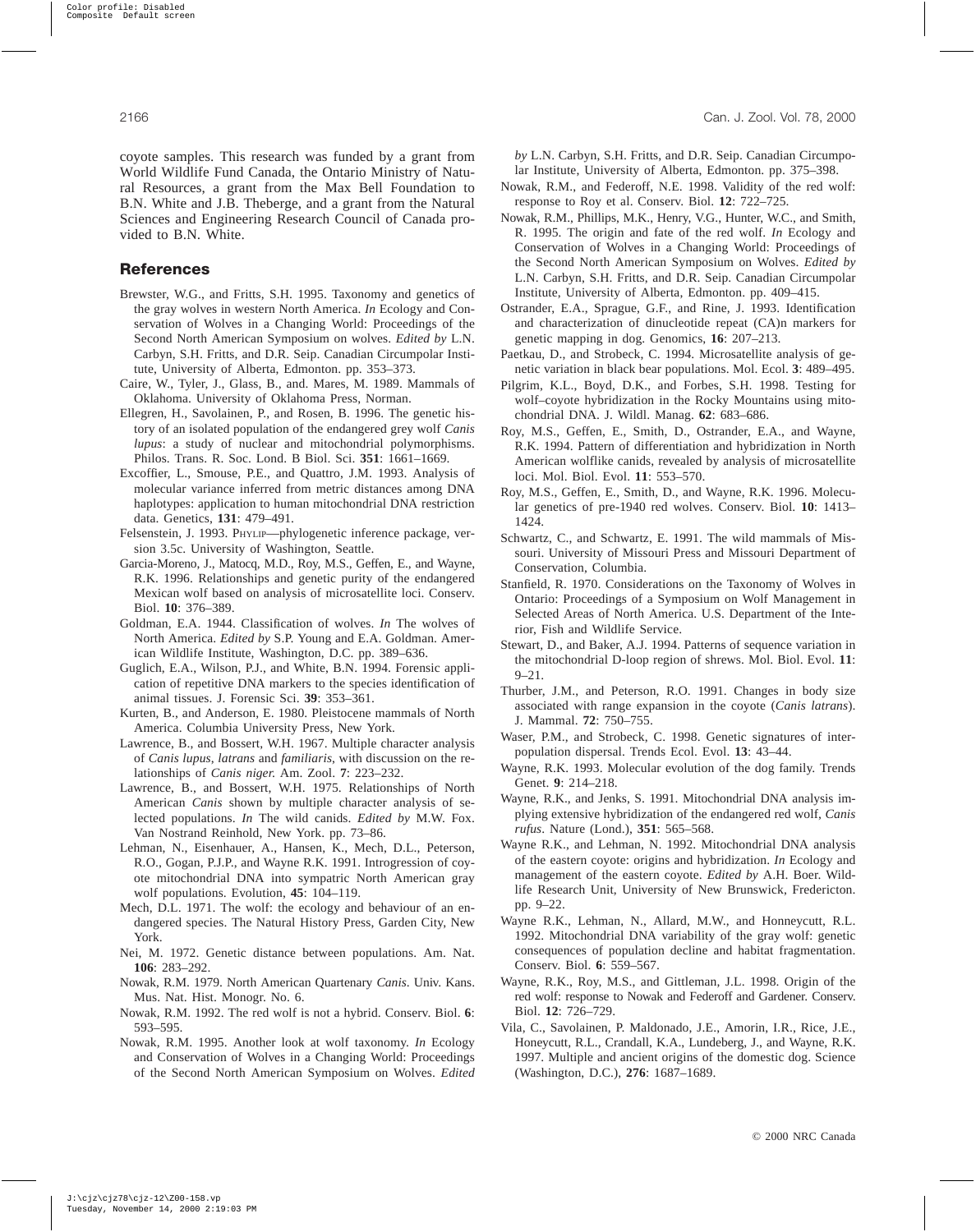coyote samples. This research was funded by a grant from World Wildlife Fund Canada, the Ontario Ministry of Natural Resources, a grant from the Max Bell Foundation to B.N. White and J.B. Theberge, and a grant from the Natural Sciences and Engineering Research Council of Canada provided to B.N. White.

## References

Brewster, W.G., and Fritts, S.H. 1995. Taxonomy and genetics of the gray wolves in western North America. *In* Ecology and Conservation of Wolves in a Changing World: Proceedings of the Second North American Symposium on wolves. *Edited by* L.N. Carbyn, S.H. Fritts, and D.R. Seip. Canadian Circumpolar Institute, University of Alberta, Edmonton. pp. 353–373.

Caire, W., Tyler, J., Glass, B., and. Mares, M. 1989. Mammals of Oklahoma. University of Oklahoma Press, Norman.

Ellegren, H., Savolainen, P., and Rosen, B. 1996. The genetic history of an isolated population of the endangered grey wolf *Canis lupus*: a study of nuclear and mitochondrial polymorphisms. Philos. Trans. R. Soc. Lond. B Biol. Sci. **351**: 1661–1669.

Excoffier, L., Smouse, P.E., and Quattro, J.M. 1993. Analysis of molecular variance inferred from metric distances among DNA haplotypes: application to human mitochondrial DNA restriction data. Genetics, **131**: 479–491.

Felsenstein, J. 1993. PHYLIP—phylogenetic inference package, version 3.5c. University of Washington, Seattle.

Garcia-Moreno, J., Matocq, M.D., Roy, M.S., Geffen, E., and Wayne, R.K. 1996. Relationships and genetic purity of the endangered Mexican wolf based on analysis of microsatellite loci. Conserv. Biol. **10**: 376–389.

Goldman, E.A. 1944. Classification of wolves. *In* The wolves of North America. *Edited by* S.P. Young and E.A. Goldman. American Wildlife Institute, Washington, D.C. pp. 389–636.

Guglich, E.A., Wilson, P.J., and White, B.N. 1994. Forensic application of repetitive DNA markers to the species identification of animal tissues. J. Forensic Sci. **39**: 353–361.

Kurten, B., and Anderson, E. 1980. Pleistocene mammals of North America. Columbia University Press, New York.

Lawrence, B., and Bossert, W.H. 1967. Multiple character analysis of *Canis lupus*, *latrans* and *familiaris*, with discussion on the relationships of *Canis niger.* Am. Zool. **7**: 223–232.

Lawrence, B., and Bossert, W.H. 1975. Relationships of North American *Canis* shown by multiple character analysis of selected populations. *In* The wild canids. *Edited by* M.W. Fox. Van Nostrand Reinhold, New York. pp. 73–86.

Lehman, N., Eisenhauer, A., Hansen, K., Mech, D.L., Peterson, R.O., Gogan, P.J.P., and Wayne R.K. 1991. Introgression of coyote mitochondrial DNA into sympatric North American gray wolf populations. Evolution, **45**: 104–119.

Mech, D.L. 1971. The wolf: the ecology and behaviour of an endangered species. The Natural History Press, Garden City, New York.

Nei, M. 1972. Genetic distance between populations. Am. Nat. **106**: 283–292.

Nowak, R.M. 1979. North American Quartenary *Canis*. Univ. Kans. Mus. Nat. Hist. Monogr. No. 6.

Nowak, R.M. 1992. The red wolf is not a hybrid. Conserv. Biol. **6**: 593–595.

Nowak, R.M. 1995. Another look at wolf taxonomy. *In* Ecology and Conservation of Wolves in a Changing World: Proceedings of the Second North American Symposium on Wolves. *Edited by* L.N. Carbyn, S.H. Fritts, and D.R. Seip. Canadian Circumpolar Institute, University of Alberta, Edmonton. pp. 375–398.

Nowak, R.M., and Federoff, N.E. 1998. Validity of the red wolf: response to Roy et al. Conserv. Biol. **12**: 722–725.

Nowak, R.M., Phillips, M.K., Henry, V.G., Hunter, W.C., and Smith, R. 1995. The origin and fate of the red wolf. *In* Ecology and Conservation of Wolves in a Changing World: Proceedings of the Second North American Symposium on Wolves. *Edited by* L.N. Carbyn, S.H. Fritts, and D.R. Seip. Canadian Circumpolar Institute, University of Alberta, Edmonton. pp. 409–415.

Ostrander, E.A., Sprague, G.F., and Rine, J. 1993. Identification and characterization of dinucleotide repeat (CA)n markers for genetic mapping in dog. Genomics, **16**: 207–213.

Paetkau, D., and Strobeck, C. 1994. Microsatellite analysis of genetic variation in black bear populations. Mol. Ecol. **3**: 489–495.

Pilgrim, K.L., Boyd, D.K., and Forbes, S.H. 1998. Testing for wolf–coyote hybridization in the Rocky Mountains using mitochondrial DNA. J. Wildl. Manag. **62**: 683–686.

Roy, M.S., Geffen, E., Smith, D., Ostrander, E.A., and Wayne, R.K. 1994. Pattern of differentiation and hybridization in North American wolflike canids, revealed by analysis of microsatellite loci. Mol. Biol. Evol. **11**: 553–570.

Roy, M.S., Geffen, E., Smith, D., and Wayne, R.K. 1996. Molecular genetics of pre-1940 red wolves. Conserv. Biol. **10**: 1413–1424.

Schwartz, C., and Schwartz, E. 1991. The wild mammals of Missouri. University of Missouri Press and Missouri Department of Conservation, Columbia.

Stanfield, R. 1970. Considerations on the Taxonomy of Wolves in Ontario: Proceedings of a Symposium on Wolf Management in Selected Areas of North America. U.S. Department of the Interior, Fish and Wildlife Service.

Stewart, D., and Baker, A.J. 1994. Patterns of sequence variation in the mitochondrial D-loop region of shrews. Mol. Biol. Evol. **11**: 9–21.

Thurber, J.M., and Peterson, R.O. 1991. Changes in body size associated with range expansion in the coyote (*Canis latrans*). J. Mammal. **72**: 750–755.

Waser, P.M., and Strobeck, C. 1998. Genetic signatures of interpopulation dispersal. Trends Ecol. Evol. **13**: 43–44.

Wayne, R.K. 1993. Molecular evolution of the dog family. Trends Genet. **9**: 214–218.

Wayne, R.K., and Jenks, S. 1991. Mitochondrial DNA analysis implying extensive hybridization of the endangered red wolf, *Canis rufus*. Nature (Lond.), **351**: 565–568.

Wayne R.K., and Lehman, N. 1992. Mitochondrial DNA analysis of the eastern coyote: origins and hybridization. *In* Ecology and management of the eastern coyote. *Edited by* A.H. Boer. Wildlife Research Unit, University of New Brunswick, Fredericton. pp. 9–22.

Wayne R.K., Lehman, N., Allard, M.W., and Honneycutt, R.L. 1992. Mitochondrial DNA variability of the gray wolf: genetic consequences of population decline and habitat fragmentation. Conserv. Biol. **6**: 559–567.

Wayne, R.K., Roy, M.S., and Gittleman, J.L. 1998. Origin of the red wolf: response to Nowak and Federoff and Gardener. Conserv. Biol. **12**: 726–729.

Vila, C., Savolainen, P. Maldonado, J.E., Amorin, I.R., Rice, J.E., Honeycutt, R.L., Crandall, K.A., Lundeberg, J., and Wayne, R.K. 1997. Multiple and ancient origins of the domestic dog. Science (Washington, D.C.), **276**: 1687–1689.